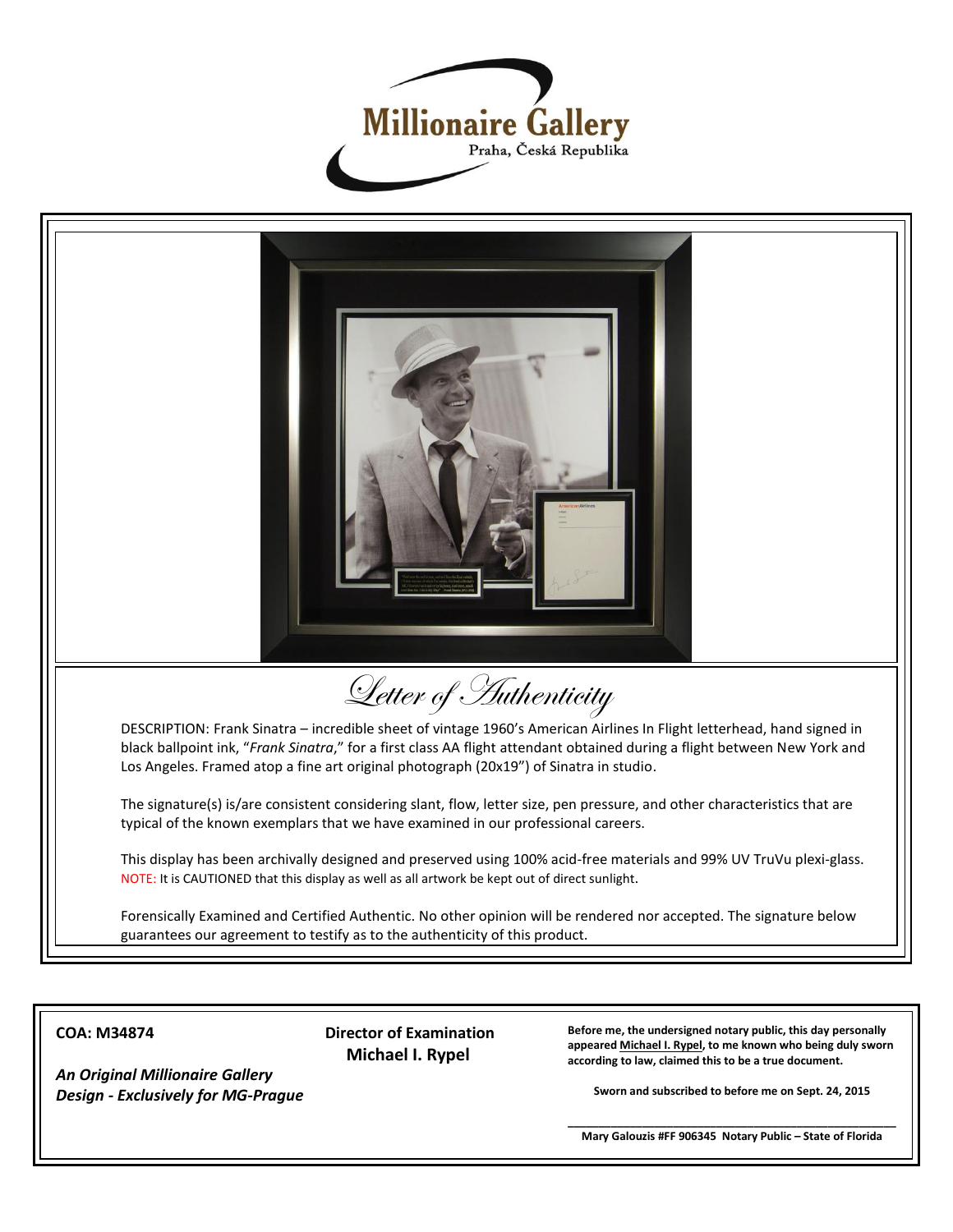# Millionaire Gallery

Praha, Česká Republika

## Letter of Authenticity

DESCRIPTION: Frank Sinatra – incredible sheet of vintage 1960's American Airlines In Flight letterhead, hand signed in black ballpoint ink, "*Frank Sinatra*," for a first class AA flight attendant obtained during a flight between New York and Los Angeles. Framed atop a fine art original photograph (20x19") of Sinatra in studio.

The signature(s) is/are consistent considering slant, flow, letter size, pen pressure, and other characteristics that are typical of the known exemplars that we have examined in our professional careers.

This display has been archivally designed and preserved using 100% acid-free materials and 99% UV TruVu plexi-glass. NOTE: It is CAUTIONED that this display as well as all artwork be kept out of direct sunlight.

Forensically Examined and Certified Authentic. No other opinion will be rendered nor accepted. The signature below guarantees our agreement to testify as to the authenticity of this product.

**COA: M34874**

***An Original Millionaire Gallery Design - Exclusively for MG-Prague***

**Director of Examination**
**Michael I. Rypel**

**Before me, the undersigned notary public, this day personally appeared Michael I. Rypel, to me known who being duly sworn according to law, claimed this to be a true document.**

**Sworn and subscribed to before me on Sept. 24, 2015**

**Mary Galouzis #FF 906345 Notary Public – State of Florida**